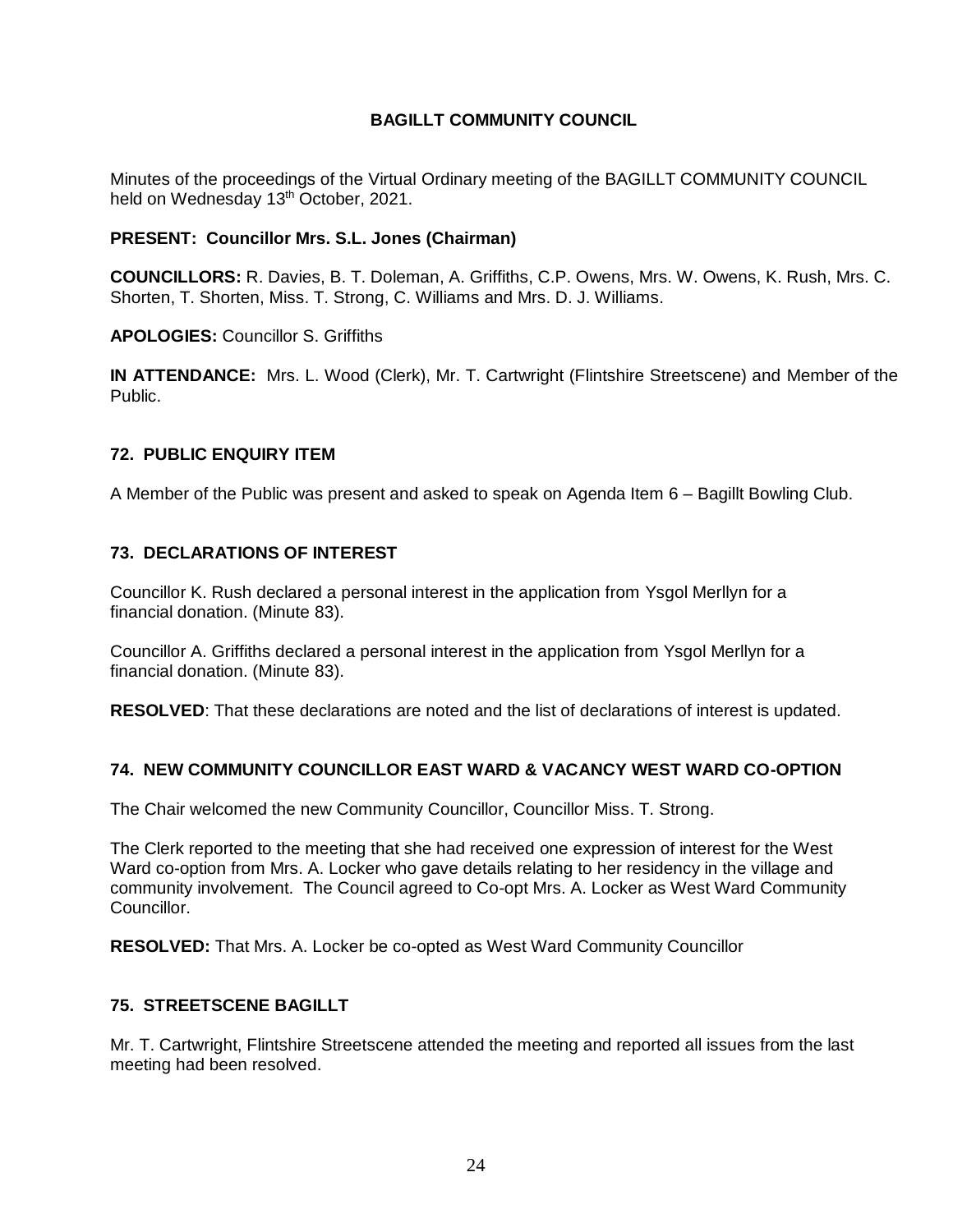# BAGILLT COMMUNITY COUNCIL

Minutes of the proceedings of the Virtual Ordinary meeting of the BAGILLT COMMUNITY COUNCIL held on Wednesday 13th October, 2021.

**PRESENT: Councillor Mrs. S.L. Jones (Chairman)**

**COUNCILLORS:** R. Davies, B. T. Doleman, A. Griffiths, C.P. Owens, Mrs. W. Owens, K. Rush, Mrs. C. Shorten, T. Shorten, Miss. T. Strong, C. Williams and Mrs. D. J. Williams.

**APOLOGIES:** Councillor S. Griffiths

**IN ATTENDANCE:** Mrs. L. Wood (Clerk), Mr. T. Cartwright (Flintshire Streetscene) and Member of the Public.

## 72. PUBLIC ENQUIRY ITEM

A Member of the Public was present and asked to speak on Agenda Item 6 – Bagillt Bowling Club.

## 73. DECLARATIONS OF INTEREST

Councillor K. Rush declared a personal interest in the application from Ysgol Merllyn for a financial donation. (Minute 83).

Councillor A. Griffiths declared a personal interest in the application from Ysgol Merllyn for a financial donation. (Minute 83).

**RESOLVED**: That these declarations are noted and the list of declarations of interest is updated.

## 74. NEW COMMUNITY COUNCILLOR EAST WARD & VACANCY WEST WARD CO-OPTION

The Chair welcomed the new Community Councillor, Councillor Miss. T. Strong.

The Clerk reported to the meeting that she had received one expression of interest for the West Ward co-option from Mrs. A. Locker who gave details relating to her residency in the village and community involvement. The Council agreed to Co-opt Mrs. A. Locker as West Ward Community Councillor.

**RESOLVED:** That Mrs. A. Locker be co-opted as West Ward Community Councillor

## 75. STREETSCENE BAGILLT

Mr. T. Cartwright, Flintshire Streetscene attended the meeting and reported all issues from the last meeting had been resolved.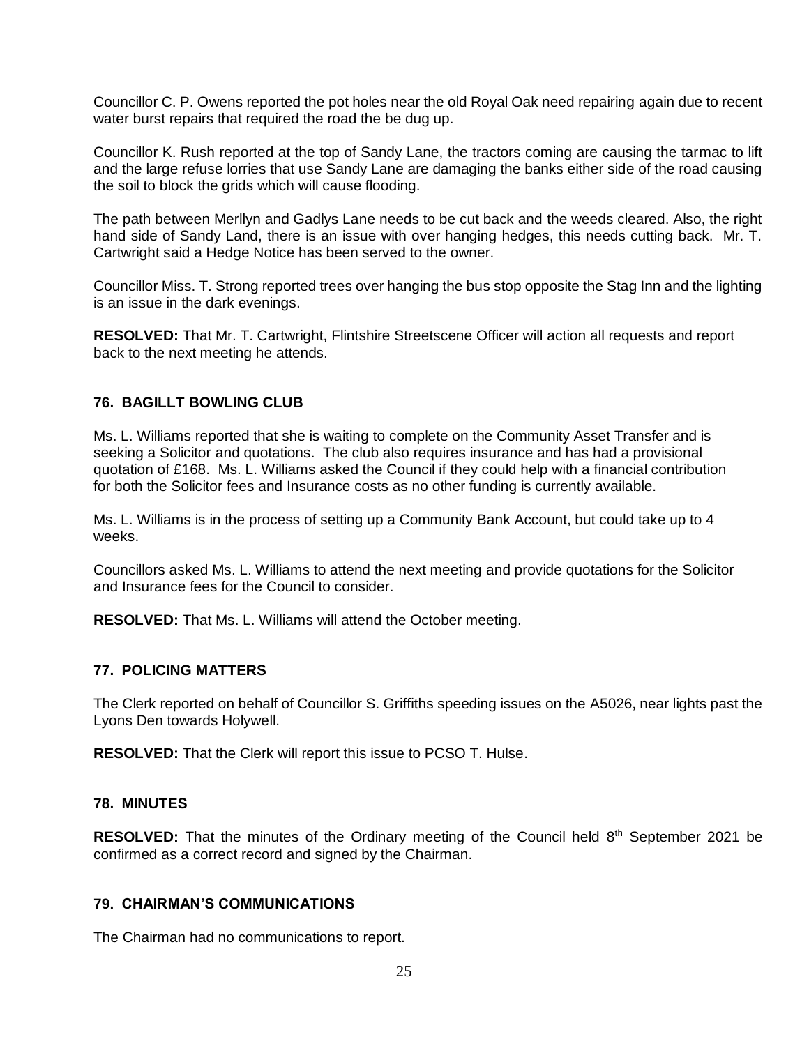Councillor C. P. Owens reported the pot holes near the old Royal Oak need repairing again due to recent water burst repairs that required the road the be dug up.

Councillor K. Rush reported at the top of Sandy Lane, the tractors coming are causing the tarmac to lift and the large refuse lorries that use Sandy Lane are damaging the banks either side of the road causing the soil to block the grids which will cause flooding.

The path between Merllyn and Gadlys Lane needs to be cut back and the weeds cleared. Also, the right hand side of Sandy Land, there is an issue with over hanging hedges, this needs cutting back. Mr. T. Cartwright said a Hedge Notice has been served to the owner.

Councillor Miss. T. Strong reported trees over hanging the bus stop opposite the Stag Inn and the lighting is an issue in the dark evenings.

**RESOLVED:** That Mr. T. Cartwright, Flintshire Streetscene Officer will action all requests and report back to the next meeting he attends.

### 76. BAGILLT BOWLING CLUB

Ms. L. Williams reported that she is waiting to complete on the Community Asset Transfer and is seeking a Solicitor and quotations. The club also requires insurance and has had a provisional quotation of £168. Ms. L. Williams asked the Council if they could help with a financial contribution for both the Solicitor fees and Insurance costs as no other funding is currently available.

Ms. L. Williams is in the process of setting up a Community Bank Account, but could take up to 4 weeks.

Councillors asked Ms. L. Williams to attend the next meeting and provide quotations for the Solicitor and Insurance fees for the Council to consider.

**RESOLVED:** That Ms. L. Williams will attend the October meeting.

### 77. POLICING MATTERS

The Clerk reported on behalf of Councillor S. Griffiths speeding issues on the A5026, near lights past the Lyons Den towards Holywell.

**RESOLVED:** That the Clerk will report this issue to PCSO T. Hulse.

### 78. MINUTES

**RESOLVED:** That the minutes of the Ordinary meeting of the Council held 8th September 2021 be confirmed as a correct record and signed by the Chairman.

### 79. CHAIRMAN'S COMMUNICATIONS

The Chairman had no communications to report.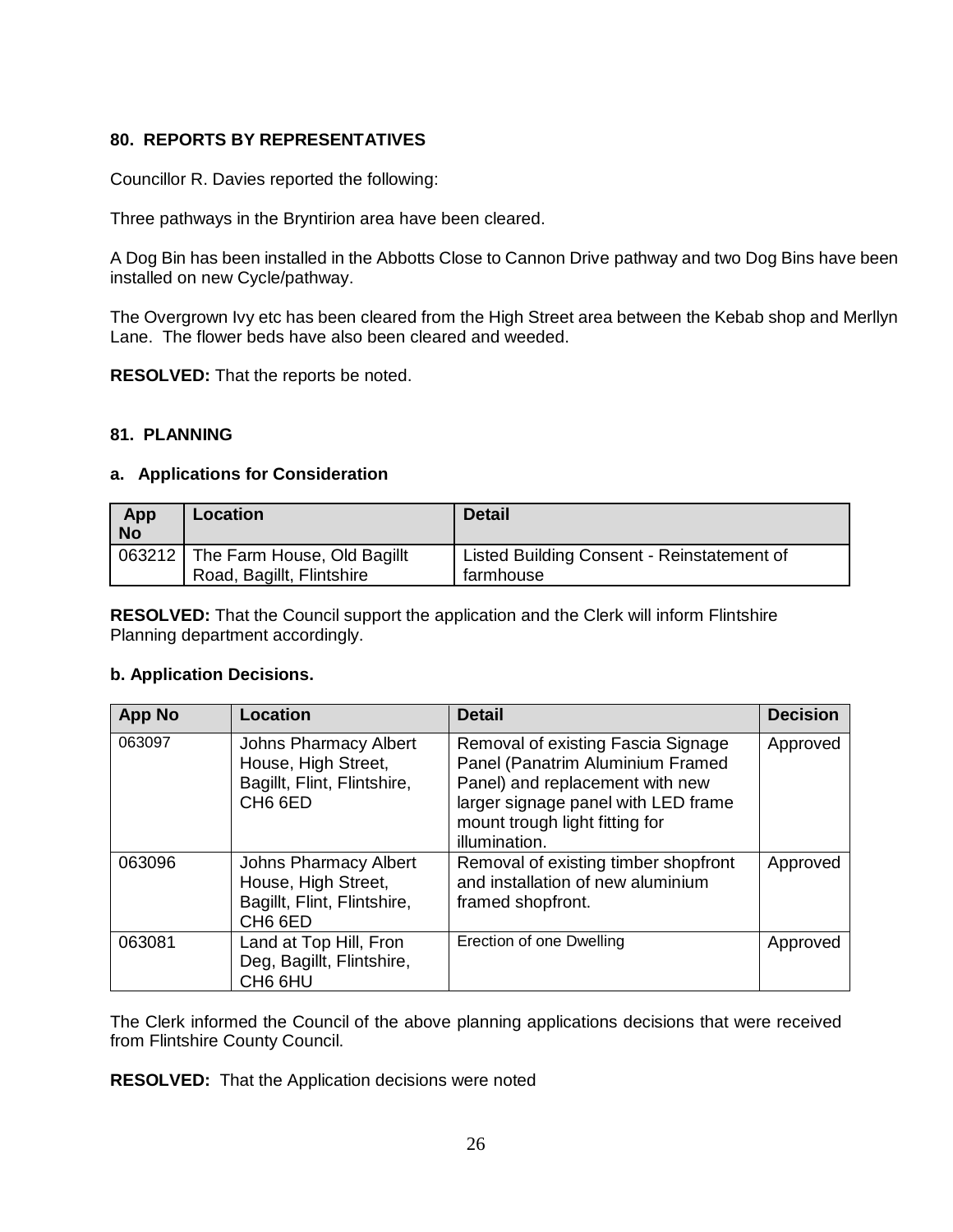### 80. REPORTS BY REPRESENTATIVES

Councillor R. Davies reported the following:

Three pathways in the Bryntirion area have been cleared.

A Dog Bin has been installed in the Abbotts Close to Cannon Drive pathway and two Dog Bins have been installed on new Cycle/pathway.

The Overgrown Ivy etc has been cleared from the High Street area between the Kebab shop and Merllyn Lane. The flower beds have also been cleared and weeded.

**RESOLVED:** That the reports be noted.

### 81. PLANNING

#### a. Applications for Consideration

| App No | Location | Detail |
|---|---|---|
| 063212 | The Farm House, Old Bagillt Road, Bagillt, Flintshire | Listed Building Consent - Reinstatement of farmhouse |

**RESOLVED:** That the Council support the application and the Clerk will inform Flintshire Planning department accordingly.

#### b. Application Decisions.

| App No | Location | Detail | Decision |
|---|---|---|---|
| 063097 | Johns Pharmacy Albert House, High Street, Bagillt, Flint, Flintshire, CH6 6ED | Removal of existing Fascia Signage Panel (Panatrim Aluminium Framed Panel) and replacement with new larger signage panel with LED frame mount trough light fitting for illumination. | Approved |
| 063096 | Johns Pharmacy Albert House, High Street, Bagillt, Flintshire, CH6 6ED | Removal of existing timber shopfront and installation of new aluminium framed shopfront. | Approved |
| 063081 | Land at Top Hill, Fron Deg, Bagillt, Flintshire, CH6 6HU | Erection of one Dwelling | Approved |

The Clerk informed the Council of the above planning applications decisions that were received from Flintshire County Council.

**RESOLVED:** That the Application decisions were noted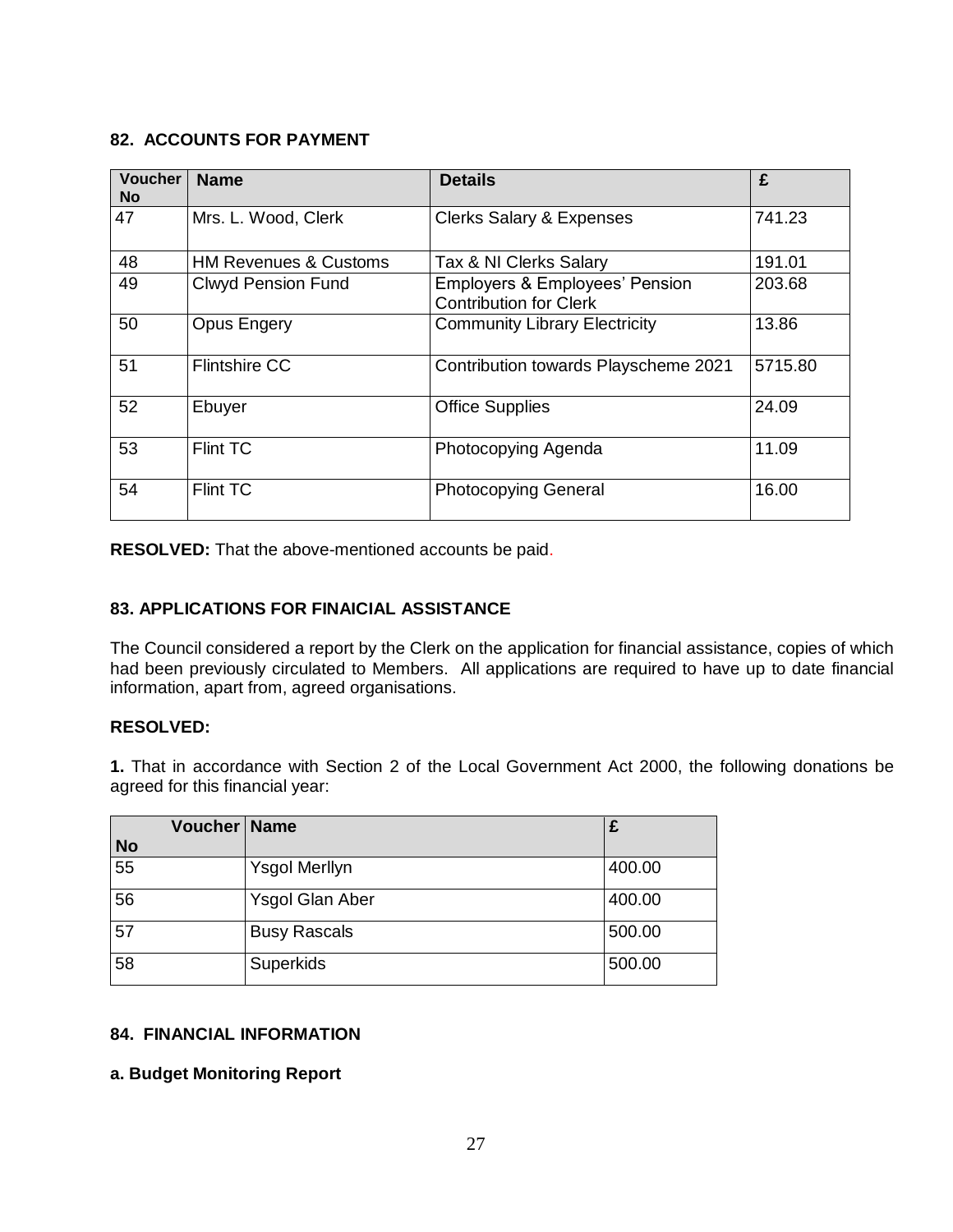## 82. ACCOUNTS FOR PAYMENT

| Voucher No | Name | Details | £ |
|---|---|---|---|
| 47 | Mrs. L. Wood, Clerk | Clerks Salary & Expenses | 741.23 |
| 48 | HM Revenues & Customs | Tax & NI Clerks Salary | 191.01 |
| 49 | Clwyd Pension Fund | Employers & Employees' Pension Contribution for Clerk | 203.68 |
| 50 | Opus Engery | Community Library Electricity | 13.86 |
| 51 | Flintshire CC | Contribution towards Playscheme 2021 | 5715.80 |
| 52 | Ebuyer | Office Supplies | 24.09 |
| 53 | Flint TC | Photocopying Agenda | 11.09 |
| 54 | Flint TC | Photocopying General | 16.00 |

**RESOLVED:** That the above-mentioned accounts be paid.

## 83. APPLICATIONS FOR FINAICIAL ASSISTANCE

The Council considered a report by the Clerk on the application for financial assistance, copies of which had been previously circulated to Members. All applications are required to have up to date financial information, apart from, agreed organisations.

**RESOLVED:**

**1.** That in accordance with Section 2 of the Local Government Act 2000, the following donations be agreed for this financial year:

| Voucher No | Name | £ |
|---|---|---|
| 55 | Ysgol Merllyn | 400.00 |
| 56 | Ysgol Glan Aber | 400.00 |
| 57 | Busy Rascals | 500.00 |
| 58 | Superkids | 500.00 |

## 84. FINANCIAL INFORMATION

**a. Budget Monitoring Report**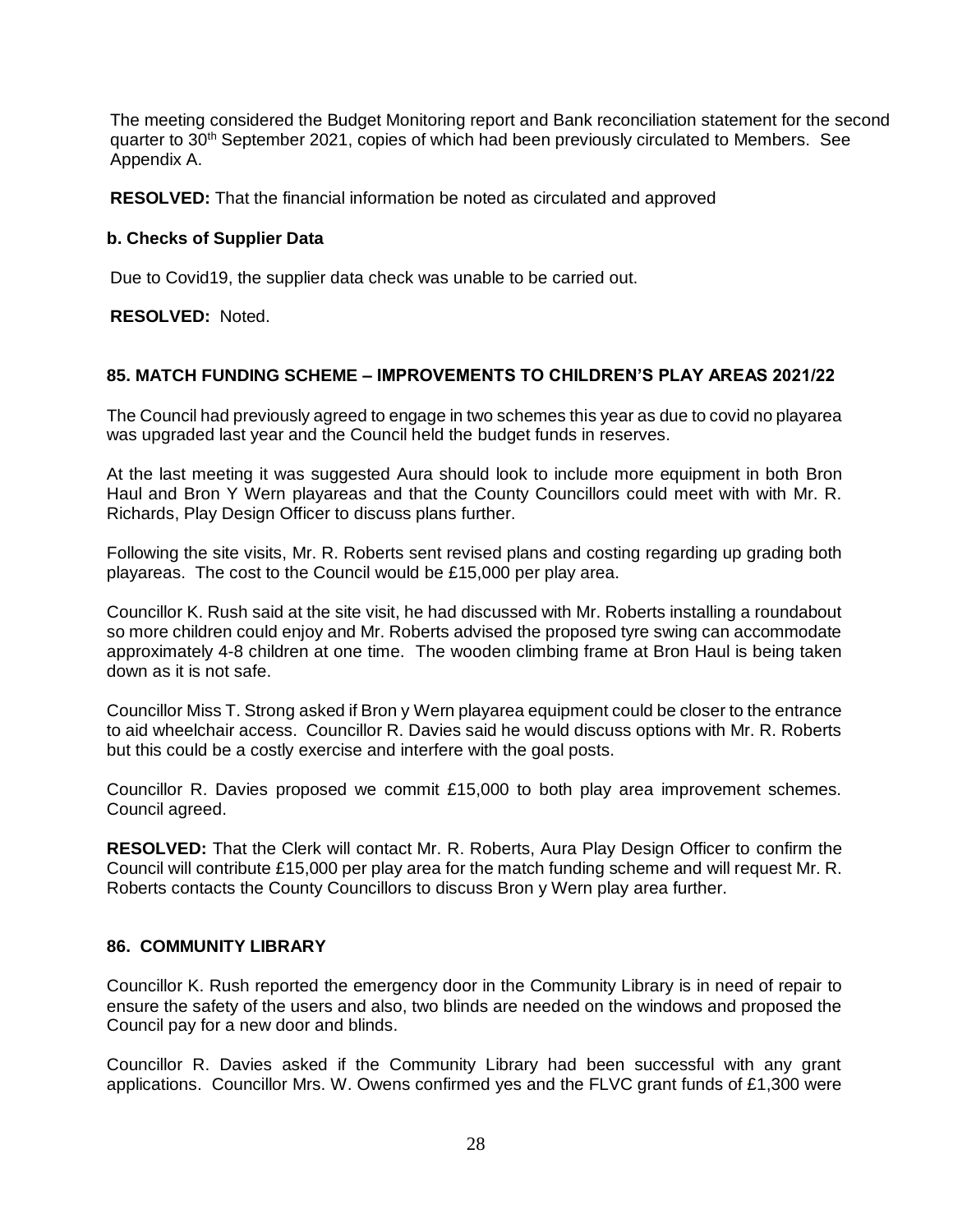The meeting considered the Budget Monitoring report and Bank reconciliation statement for the second quarter to 30th September 2021, copies of which had been previously circulated to Members. See Appendix A.

**RESOLVED:** That the financial information be noted as circulated and approved

**b. Checks of Supplier Data**

Due to Covid19, the supplier data check was unable to be carried out.

**RESOLVED:** Noted.

### 85. MATCH FUNDING SCHEME – IMPROVEMENTS TO CHILDREN'S PLAY AREAS 2021/22

The Council had previously agreed to engage in two schemes this year as due to covid no playarea was upgraded last year and the Council held the budget funds in reserves.

At the last meeting it was suggested Aura should look to include more equipment in both Bron Haul and Bron Y Wern playareas and that the County Councillors could meet with with Mr. R. Richards, Play Design Officer to discuss plans further.

Following the site visits, Mr. R. Roberts sent revised plans and costing regarding up grading both playareas. The cost to the Council would be £15,000 per play area.

Councillor K. Rush said at the site visit, he had discussed with Mr. Roberts installing a roundabout so more children could enjoy and Mr. Roberts advised the proposed tyre swing can accommodate approximately 4-8 children at one time. The wooden climbing frame at Bron Haul is being taken down as it is not safe.

Councillor Miss T. Strong asked if Bron y Wern playarea equipment could be closer to the entrance to aid wheelchair access. Councillor R. Davies said he would discuss options with Mr. R. Roberts but this could be a costly exercise and interfere with the goal posts.

Councillor R. Davies proposed we commit £15,000 to both play area improvement schemes. Council agreed.

**RESOLVED:** That the Clerk will contact Mr. R. Roberts, Aura Play Design Officer to confirm the Council will contribute £15,000 per play area for the match funding scheme and will request Mr. R. Roberts contacts the County Councillors to discuss Bron y Wern play area further.

### 86. COMMUNITY LIBRARY

Councillor K. Rush reported the emergency door in the Community Library is in need of repair to ensure the safety of the users and also, two blinds are needed on the windows and proposed the Council pay for a new door and blinds.

Councillor R. Davies asked if the Community Library had been successful with any grant applications. Councillor Mrs. W. Owens confirmed yes and the FLVC grant funds of £1,300 were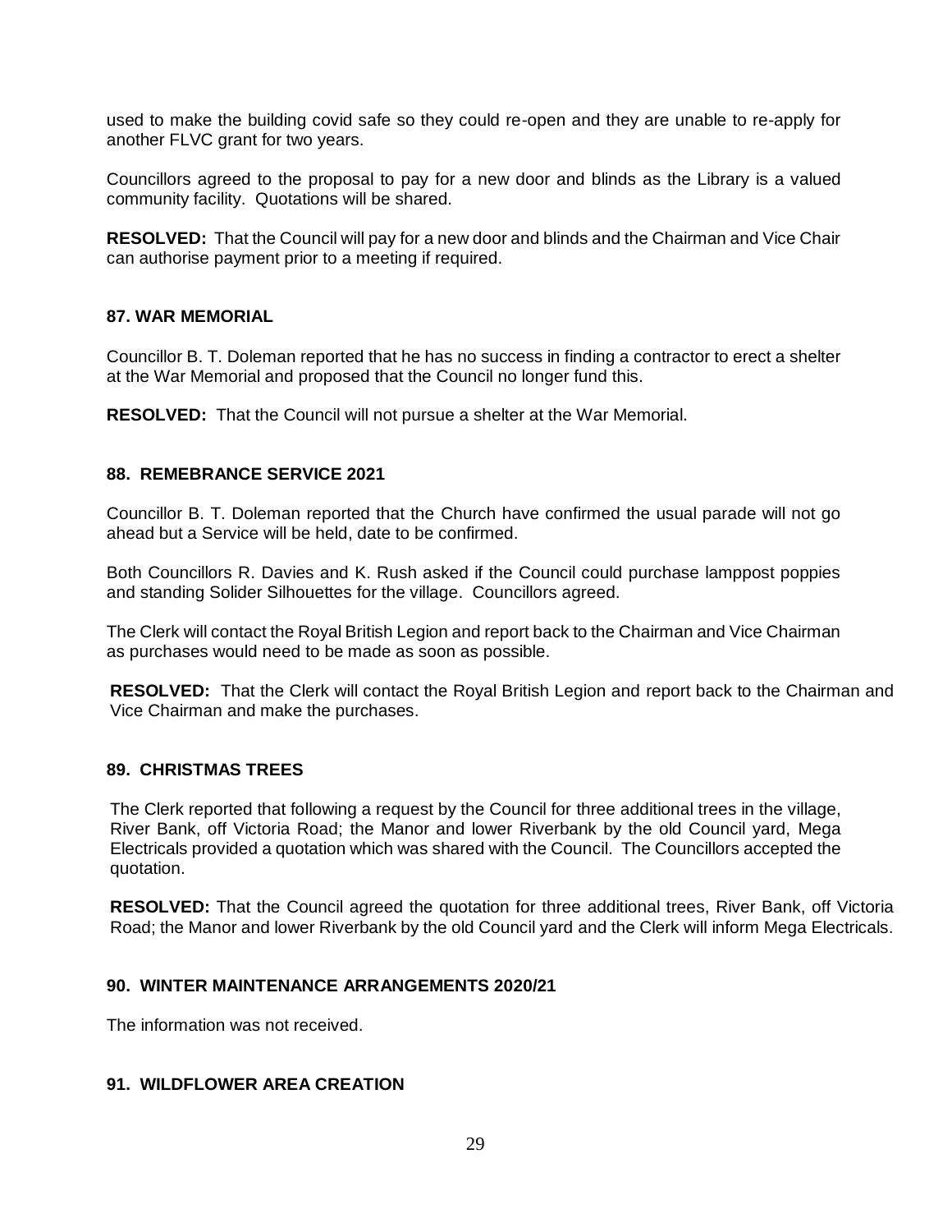used to make the building covid safe so they could re-open and they are unable to re-apply for another FLVC grant for two years.

Councillors agreed to the proposal to pay for a new door and blinds as the Library is a valued community facility. Quotations will be shared.

**RESOLVED:** That the Council will pay for a new door and blinds and the Chairman and Vice Chair can authorise payment prior to a meeting if required.

**87. WAR MEMORIAL**

Councillor B. T. Doleman reported that he has no success in finding a contractor to erect a shelter at the War Memorial and proposed that the Council no longer fund this.

**RESOLVED:** That the Council will not pursue a shelter at the War Memorial.

**88. REMEBRANCE SERVICE 2021**

Councillor B. T. Doleman reported that the Church have confirmed the usual parade will not go ahead but a Service will be held, date to be confirmed.

Both Councillors R. Davies and K. Rush asked if the Council could purchase lamppost poppies and standing Solider Silhouettes for the village. Councillors agreed.

The Clerk will contact the Royal British Legion and report back to the Chairman and Vice Chairman as purchases would need to be made as soon as possible.

**RESOLVED:** That the Clerk will contact the Royal British Legion and report back to the Chairman and Vice Chairman and make the purchases.

**89. CHRISTMAS TREES**

The Clerk reported that following a request by the Council for three additional trees in the village, River Bank, off Victoria Road; the Manor and lower Riverbank by the old Council yard, Mega Electricals provided a quotation which was shared with the Council. The Councillors accepted the quotation.

**RESOLVED:** That the Council agreed the quotation for three additional trees, River Bank, off Victoria Road; the Manor and lower Riverbank by the old Council yard and the Clerk will inform Mega Electricals.

**90. WINTER MAINTENANCE ARRANGEMENTS 2020/21**

The information was not received.

**91. WILDFLOWER AREA CREATION**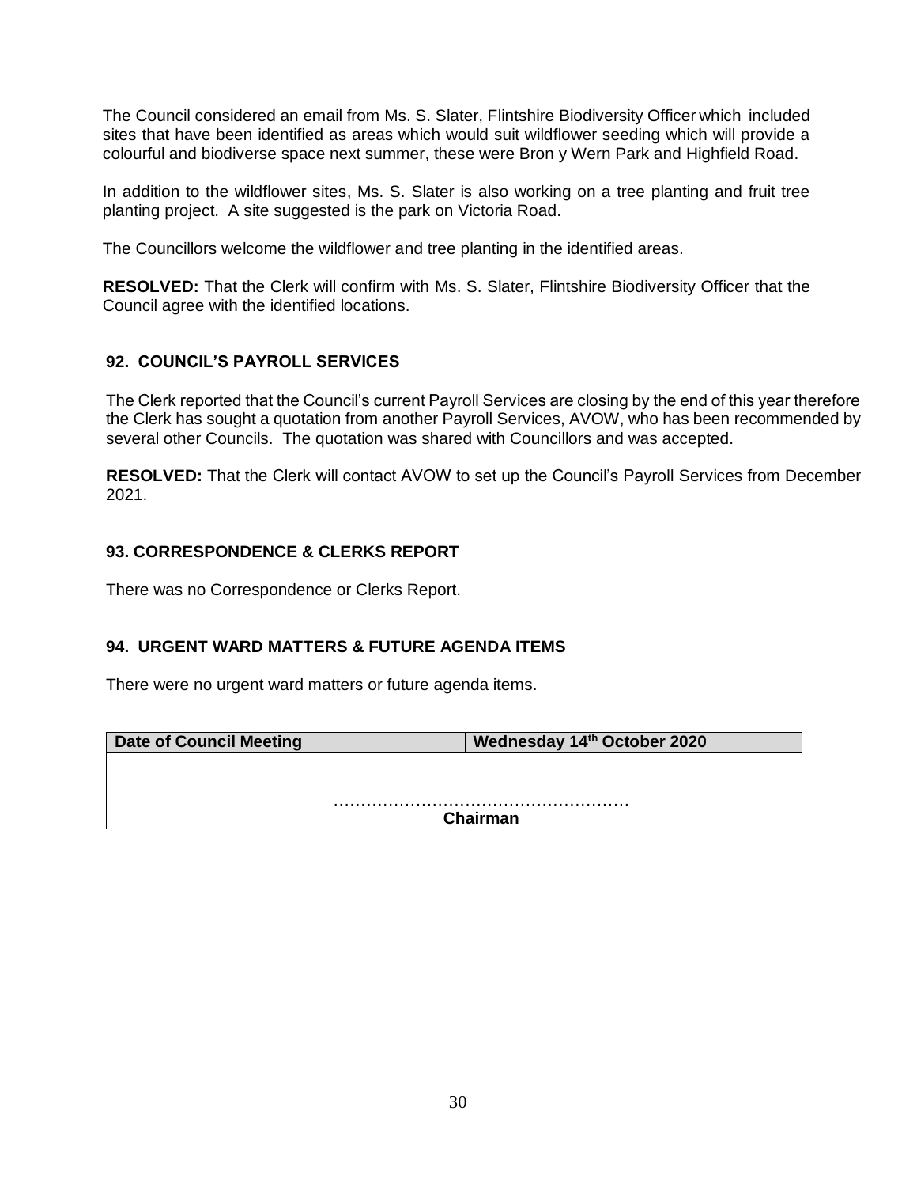The Council considered an email from Ms. S. Slater, Flintshire Biodiversity Officer which included sites that have been identified as areas which would suit wildflower seeding which will provide a colourful and biodiverse space next summer, these were Bron y Wern Park and Highfield Road.

In addition to the wildflower sites, Ms. S. Slater is also working on a tree planting and fruit tree planting project. A site suggested is the park on Victoria Road.

The Councillors welcome the wildflower and tree planting in the identified areas.

**RESOLVED:** That the Clerk will confirm with Ms. S. Slater, Flintshire Biodiversity Officer that the Council agree with the identified locations.

### 92. COUNCIL'S PAYROLL SERVICES

The Clerk reported that the Council's current Payroll Services are closing by the end of this year therefore the Clerk has sought a quotation from another Payroll Services, AVOW, who has been recommended by several other Councils. The quotation was shared with Councillors and was accepted.

**RESOLVED:** That the Clerk will contact AVOW to set up the Council's Payroll Services from December 2021.

### 93. CORRESPONDENCE & CLERKS REPORT

There was no Correspondence or Clerks Report.

### 94. URGENT WARD MATTERS & FUTURE AGENDA ITEMS

There were no urgent ward matters or future agenda items.

| Date of Council Meeting | Wednesday 14th October 2020 |
| --- | --- |
| ……………………………………………… **Chairman** | |